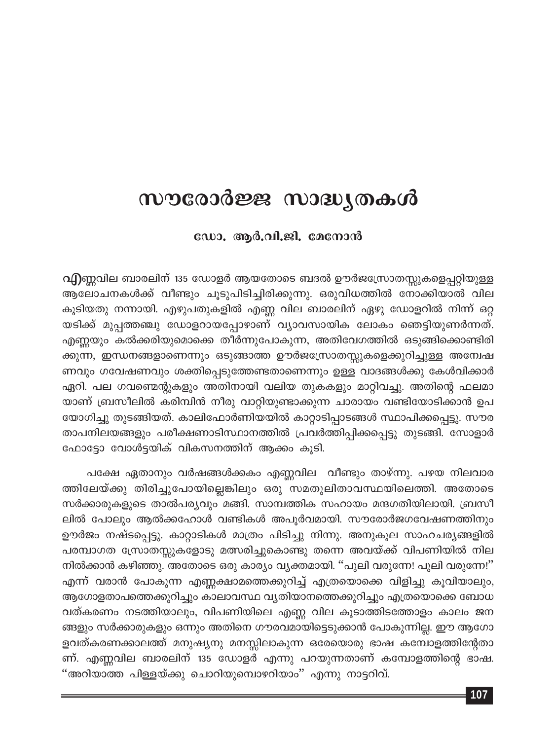# സൗരോർജ്ജ സാദ്ധ്യതകൾ

### ഡോ. ആർ.വി.ജി. മേനോൻ

**എ**ണ്ണവില ബാരലിന് 135 ഡോളർ ആയതോടെ ബദൽ ഊർജസ്രോതസ്സുകളെപ്പറ്റിയുള്ള ആലോചനകൾക്ക് വീണ്ടും ചൂടുപിടിച്ചിരിക്കുന്നു. ഒരുവിധത്തിൽ നോക്കിയാൽ വില കൂടിയതു നന്നായി. എഴുപതുകളിൽ എണ്ണ വില ബാരലിന് ഏഴു ഡോളറിൽ നിന്ന് ഒറ്റയടിക്ക് മുപ്പത്തഞ്ചു ഡോളറായപ്പോഴാണ് വ്യാവസായിക ലോകം ഞെട്ടിയുണർന്നത്. എണ്ണയും കൽക്കരിയുമൊക്കെ തീർന്നുപോകുന്ന, അതിവേഗത്തിൽ ഒടുങ്ങിക്കൊണ്ടിരിക്കുന്ന, ഇന്ധനങ്ങളാണെന്നും ഒടുങ്ങാത്ത ഊർജസ്രോതസ്സുകളെക്കുറിച്ചുള്ള അന്വേഷണവും ഗവേഷണവും ശക്തിപ്പെടുത്തേണ്ടതാണെന്നും ഉള്ള വാദങ്ങൾക്കു കേൾവിക്കാർ ഏറി. പല ഗവണ്മെന്റുകളും അതിനായി വലിയ തുകകളും മാറ്റിവച്ചു. അതിന്റെ ഫലമായാണ് ബ്രസീലിൽ കരിമ്പിൻ നീരു വാറ്റിയുണ്ടാക്കുന്ന ചാരായം വണ്ടിയോടിക്കാൻ ഉപയോഗിച്ചു തുടങ്ങിയത്. കാലിഫോർണിയയിൽ കാറ്റാടിപ്പാടങ്ങൾ സ്ഥാപിക്കപ്പെട്ടു. സൗര താപനിലയങ്ങളും പരീക്ഷണാടിസ്ഥാനത്തിൽ പ്രവർത്തിപ്പിക്കപ്പെട്ടു തുടങ്ങി. സോളാർ ഫോട്ടോ വോൾട്ടയിക് വികസനത്തിന് ആക്കം കൂടി.

പക്ഷേ ഏതാനും വർഷങ്ങൾക്കകം എണ്ണവില വീണ്ടും താഴ്ന്നു. പഴയ നിലവാരത്തിലേയ്ക്കു തിരിച്ചുപോയില്ലെങ്കിലും ഒരു സമതുലിതാവസ്ഥയിലെത്തി. അതോടെ സർക്കാരുകളുടെ താൽപര്യവും മങ്ങി. സാമ്പത്തിക സഹായം മന്ദഗതിയിലായി. ബ്രസീലിൽ പോലും ആൽക്കഹോൾ വണ്ടികൾ അപൂർവമായി. സൗരോർജഗവേഷണത്തിനും ഊർജം നഷ്ടപ്പെട്ടു. കാറ്റാടികൾ മാത്രം പിടിച്ചു നിന്നു. അനുകൂല സാഹചര്യങ്ങളിൽ പരമ്പാഗത സ്രോതസ്സുകളോടു മത്സരിച്ചുകൊണ്ടു തന്നെ അവയ്ക്ക് വിപണിയിൽ നിലനിൽക്കാൻ കഴിഞ്ഞു. അതോടെ ഒരു കാര്യം വ്യക്തമായി. "പുലി വരുന്നേ! പുലി വരുന്നേ!" എന്ന് വരാൻ പോകുന്ന എണ്ണക്ഷാമത്തെക്കുറിച്ച് എത്രയൊക്കെ വിളിച്ചു കൂവിയാലും, ആഗോളതാപത്തെക്കുറിച്ചും കാലാവസ്ഥ വ്യതിയാനത്തെക്കുറിച്ചും എത്രയൊക്കെ ബോധവത്കരണം നടത്തിയാലും, വിപണിയിലെ എണ്ണ വില കൂടാത്തിടത്തോളം കാലം ജനങ്ങളും സർക്കാരുകളും ഒന്നും അതിനെ ഗൗരവമായിട്ടെടുക്കാൻ പോകുന്നില്ല. ഈ ആഗോളവത്കരണക്കാലത്ത് മനുഷ്യനു മനസ്സിലാകുന്ന ഒരേയൊരു ഭാഷ കമ്പോളത്തിന്റേതാണ്. എണ്ണവില ബാരലിന് 135 ഡോളർ എന്നു പറയുന്നതാണ് കമ്പോളത്തിന്റെ ഭാഷ. "അറിയാത്ത പിള്ളയ്ക്കു ചൊറിയുമ്പൊഴറിയാം" എന്നു നാട്ടറിവ്.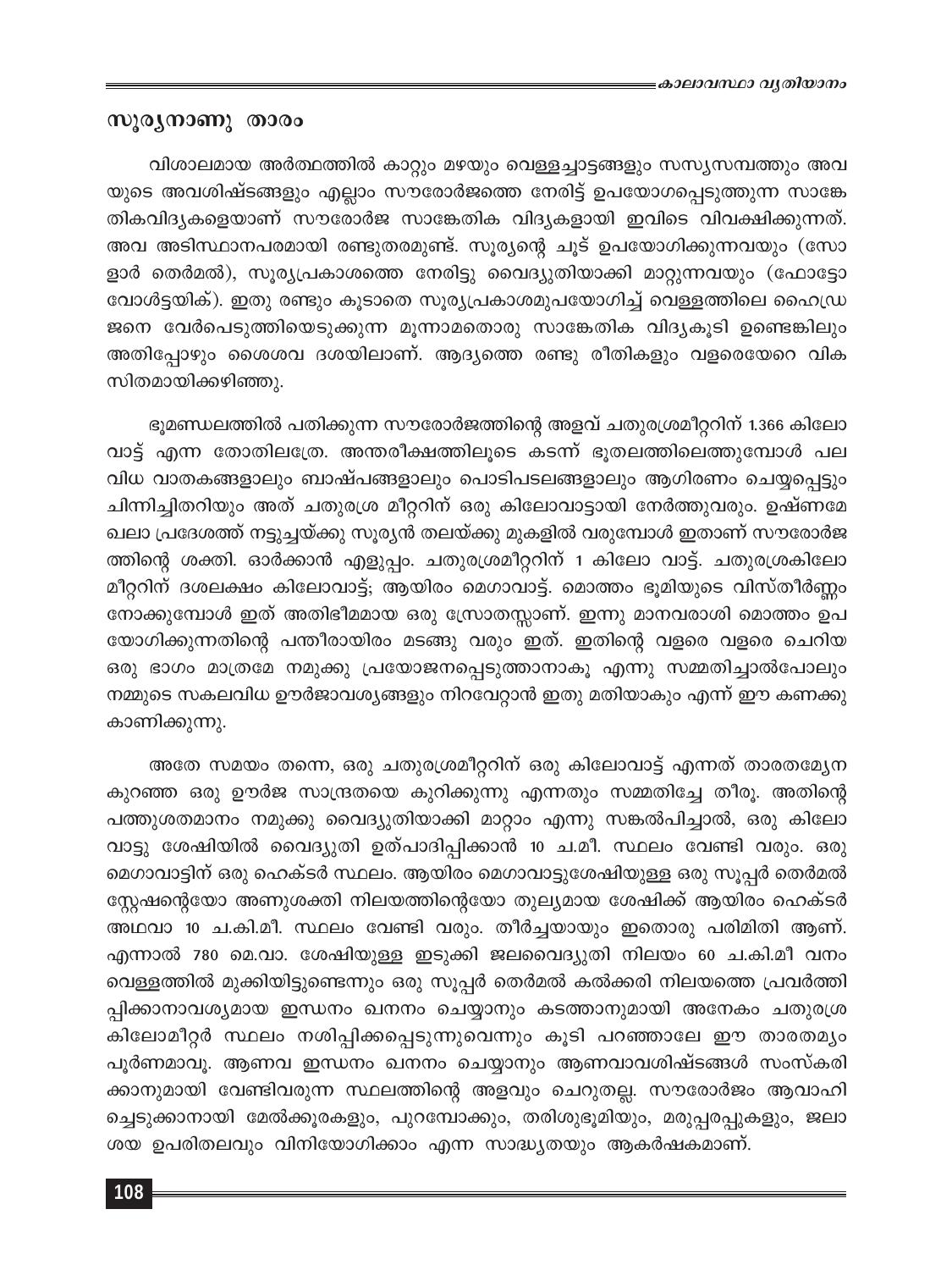## സൂര്യനാണു താരം

വിശാലമായ അർത്ഥത്തിൽ കാറ്റും മഴയും വെള്ളച്ചാട്ടങ്ങളും സസ്യസമ്പത്തും അവയുടെ അവശിഷ്ടങ്ങളും എല്ലാം സൗരോർജത്തെ നേരിട്ട് ഉപയോഗപ്പെടുത്തുന്ന സാങ്കേതികവിദ്യകളെയാണ് സൗരോർജ സാങ്കേതിക വിദ്യകളായി ഇവിടെ വിവക്ഷിക്കുന്നത്. അവ അടിസ്ഥാനപരമായി രണ്ടുതരമുണ്ട്. സൂര്യന്റെ ചൂട് ഉപയോഗിക്കുന്നവയും (സോളാർ തെർമൽ), സൂര്യപ്രകാശത്തെ നേരിട്ടു വൈദ്യുതിയാക്കി മാറ്റുന്നവയും (ഫോട്ടോവോൾട്ടയിക്). ഇതു രണ്ടും കൂടാതെ സൂര്യപ്രകാശമുപയോഗിച്ച് വെള്ളത്തിലെ ഹൈഡ്രജനെ വേർപെടുത്തിയെടുക്കുന്ന മൂന്നാമതൊരു സാങ്കേതിക വിദ്യകൂടി ഉണ്ടെങ്കിലും അതിപ്പോഴും ശൈശവ ദശയിലാണ്. ആദ്യത്തെ രണ്ടു രീതികളും വളരെയേറെ വികസിതമായിക്കഴിഞ്ഞു.

ഭൂമണ്ഡലത്തിൽ പതിക്കുന്ന സൗരോർജത്തിന്റെ അളവ് ചതുരശ്രമീറ്ററിന് 1.366 കിലോ വാട്ട് എന്ന തോതിലത്രേ. അന്തരീക്ഷത്തിലൂടെ കടന്ന് ഭൂതലത്തിലെത്തുമ്പോൾ പലവിധ വാതകങ്ങളാലും ബാഷ്പങ്ങളാലും പൊടിപടലങ്ങളാലും ആഗിരണം ചെയ്യപ്പെട്ടും ചിന്നിച്ചിതറിയും അത് ചതുരശ്ര മീറ്ററിന് ഒരു കിലോവാട്ടായി നേർത്തുവരും. ഉഷ്ണമേഖലാ പ്രദേശത്ത് നട്ടുച്ചയ്ക്കു സൂര്യൻ തലയ്ക്കു മുകളിൽ വരുമ്പോൾ ഇതാണ് സൗരോർജത്തിന്റെ ശക്തി. ഓർക്കാൻ എളുപ്പം. ചതുരശ്രമീറ്ററിന് 1 കിലോ വാട്ട്. ചതുരശ്രകിലോമീറ്ററിന് ദശലക്ഷം കിലോവാട്ട്; ആയിരം മെഗാവാട്ട്. മൊത്തം ഭൂമിയുടെ വിസ്തീർണ്ണം നോക്കുമ്പോൾ ഇത് അതിഭീമമായ ഒരു സ്രോതസ്സാണ്. ഇന്നു മാനവരാശി മൊത്തം ഉപയോഗിക്കുന്നതിന്റെ പന്തീരായിരം മടങ്ങു വരും ഇത്. ഇതിന്റെ വളരെ വളരെ ചെറിയ ഒരു ഭാഗം മാത്രമേ നമുക്കു പ്രയോജനപ്പെടുത്താനാകൂ എന്നു സമ്മതിച്ചാൽപോലും നമ്മുടെ സകലവിധ ഊർജാവശ്യങ്ങളും നിറവേറ്റാൻ ഇതു മതിയാകും എന്ന് ഈ കണക്കു കാണിക്കുന്നു.

അതേ സമയം തന്നെ, ഒരു ചതുരശ്രമീറ്ററിന് ഒരു കിലോവാട്ട് എന്നത് താരതമ്യേന കുറഞ്ഞ ഒരു ഊർജ സാന്ദ്രതയെ കുറിക്കുന്നു എന്നതും സമ്മതിച്ചേ തീരൂ. അതിന്റെ പത്തുശതമാനം നമുക്കു വൈദ്യുതിയാക്കി മാറ്റാം എന്നു സങ്കൽപിച്ചാൽ, ഒരു കിലോ വാട്ടു ശേഷിയിൽ വൈദ്യുതി ഉത്പാദിപ്പിക്കാൻ 10 ച.മീ. സ്ഥലം വേണ്ടി വരും. ഒരു മെഗാവാട്ടിന് ഒരു ഹെക്ടർ സ്ഥലം. ആയിരം മെഗാവാട്ടുശേഷിയുള്ള ഒരു സൂപ്പർ തെർമൽ സ്റ്റേഷന്റെയോ അണുശക്തി നിലയത്തിന്റെയോ തുല്യമായ ശേഷിക്ക് ആയിരം ഹെക്ടർ അഥവാ 10 ച.കി.മീ. സ്ഥലം വേണ്ടി വരും. തീർച്ചയായും ഇതൊരു പരിമിതി ആണ്. എന്നാൽ 780 മെ.വാ. ശേഷിയുള്ള ഇടുക്കി ജലവൈദ്യുതി നിലയം 60 ച.കി.മീ വനം വെള്ളത്തിൽ മുക്കിയിട്ടുണ്ടെന്നും ഒരു സൂപ്പർ തെർമൽ കൽക്കരി നിലയത്തെ പ്രവർത്തിപ്പിക്കാനാവശ്യമായ ഇന്ധനം ഖനനം ചെയ്യാനും കടത്താനുമായി അനേകം ചതുരശ്ര കിലോമീറ്റർ സ്ഥലം നശിപ്പിക്കപ്പെടുന്നുവെന്നും കൂടി പറഞ്ഞാലേ ഈ താരതമ്യം പൂർണമാവൂ. ആണവ ഇന്ധനം ഖനനം ചെയ്യാനും ആണവാവശിഷ്ടങ്ങൾ സംസ്കരിക്കാനുമായി വേണ്ടിവരുന്ന സ്ഥലത്തിന്റെ അളവും ചെറുതല്ല. സൗരോർജം ആവാഹിച്ചെടുക്കാനായി മേൽക്കൂരകളും, പുറമ്പോക്കും, തരിശുഭൂമിയും, മരുപ്പരപ്പുകളും, ജലാശയ ഉപരിതലവും വിനിയോഗിക്കാം എന്ന സാദ്ധ്യതയും ആകർഷകമാണ്.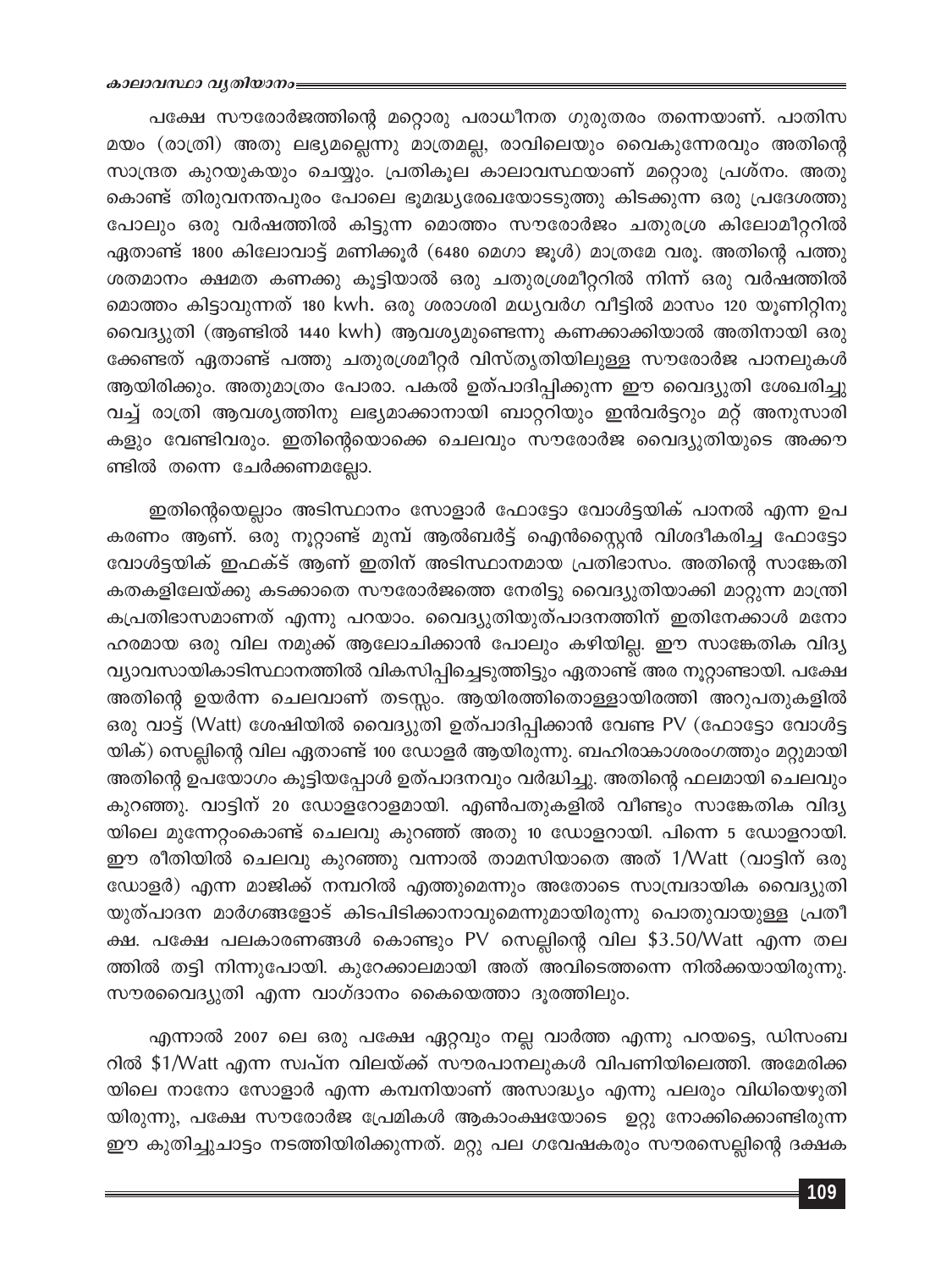പക്ഷേ സൗരോർജത്തിന്റെ മറ്റൊരു പരാധീനത ഗുരുതരം തന്നെയാണ്. പാതിസമയം (രാത്രി) അതു ലഭ്യമല്ലെന്നു മാത്രമല്ല, രാവിലെയും വൈകുന്നേരവും അതിന്റെ സാന്ദ്രത കുറയുകയും ചെയ്യും. പ്രതികൂല കാലാവസ്ഥയാണ് മറ്റൊരു പ്രശ്നം. അതുകൊണ്ട് തിരുവനന്തപുരം പോലെ ഭൂമദ്ധ്യരേഖയോടടുത്തു കിടക്കുന്ന ഒരു പ്രദേശത്തുപോലും ഒരു വർഷത്തിൽ കിട്ടുന്ന മൊത്തം സൗരോർജം ചതുരശ്ര കിലോമീറ്ററിൽ ഏതാണ്ട് 1800 കിലോവാട്ട് മണിക്കൂർ (6480 മെഗാ ജൂൾ) മാത്രമേ വരൂ. അതിന്റെ പത്തു ശതമാനം ക്ഷമത കണക്കു കൂട്ടിയാൽ ഒരു ചതുരശ്രമീറ്ററിൽ നിന്ന് ഒരു വർഷത്തിൽ മൊത്തം കിട്ടാവുന്നത് 180 kwh. ഒരു ശരാശരി മധ്യവർഗ വീട്ടിൽ മാസം 120 യൂണിറ്റിനു വൈദ്യുതി (ആണ്ടിൽ 1440 kwh) ആവശ്യമുണ്ടെന്നു കണക്കാക്കിയാൽ അതിനായി ഒരുക്കേണ്ടത് ഏതാണ്ട് പത്തു ചതുരശ്രമീറ്റർ വിസ്തൃതിയിലുള്ള സൗരോർജ പാനലുകൾ ആയിരിക്കും. അതുമാത്രം പോരാ. പകൽ ഉത്പാദിപ്പിക്കുന്ന ഈ വൈദ്യുതി ശേഖരിച്ചു വച്ച് രാത്രി ആവശ്യത്തിനു ലഭ്യമാക്കാനായി ബാറ്ററിയും ഇൻവർട്ടറും മറ്റ് അനുസാരികളും വേണ്ടിവരും. ഇതിന്റെയൊക്കെ ചെലവും സൗരോർജ വൈദ്യുതിയുടെ അക്കൗണ്ടിൽ തന്നെ ചേർക്കണമല്ലോ.

ഇതിന്റെയെല്ലാം അടിസ്ഥാനം സോളാർ ഫോട്ടോ വോൾട്ടയിക് പാനൽ എന്ന ഉപകരണം ആണ്. ഒരു നൂറ്റാണ്ട് മുമ്പ് ആൽബർട്ട് ഐൻസ്റ്റൈൻ വിശദീകരിച്ച ഫോട്ടോ വോൾട്ടയിക് ഇഫക്ട് ആണ് ഇതിന് അടിസ്ഥാനമായ പ്രതിഭാസം. അതിന്റെ സാങ്കേതികതകളിലേയ്ക്കു കടക്കാതെ സൗരോർജത്തെ നേരിട്ടു വൈദ്യുതിയാക്കി മാറ്റുന്ന മാന്ത്രികപ്രതിഭാസമാണത് എന്നു പറയാം. വൈദ്യുതിയുത്പാദനത്തിന് ഇതിനേക്കാൾ മനോഹരമായ ഒരു വില നമുക്ക് ആലോചിക്കാൻ പോലും കഴിയില്ല. ഈ സാങ്കേതിക വിദ്യ വ്യാവസായികാടിസ്ഥാനത്തിൽ വികസിപ്പിച്ചെടുത്തിട്ടും ഏതാണ്ട് അര നൂറ്റാണ്ടായി. പക്ഷേ അതിന്റെ ഉയർന്ന ചെലവാണ് തടസ്സം. ആയിരത്തിതൊള്ളായിരത്തി അറുപതുകളിൽ ഒരു വാട്ട് (Watt) ശേഷിയിൽ വൈദ്യുതി ഉത്പാദിപ്പിക്കാൻ വേണ്ട PV (ഫോട്ടോ വോൾട്ടയിക്) സെല്ലിന്റെ വില ഏതാണ്ട് 100 ഡോളർ ആയിരുന്നു. ബഹിരാകാശരംഗത്തും മറ്റുമായി അതിന്റെ ഉപയോഗം കൂട്ടിയപ്പോൾ ഉത്പാദനവും വർദ്ധിച്ചു. അതിന്റെ ഫലമായി ചെലവും കുറഞ്ഞു. വാട്ടിന് 20 ഡോളറോളമായി. എൺപതുകളിൽ വീണ്ടും സാങ്കേതിക വിദ്യയിലെ മുന്നേറ്റംകൊണ്ട് ചെലവു കുറഞ്ഞ് അതു 10 ഡോളറായി. പിന്നെ 5 ഡോളറായി. ഈ രീതിയിൽ ചെലവു കുറഞ്ഞു വന്നാൽ താമസിയാതെ അത് 1/Watt (വാട്ടിന് ഒരു ഡോളർ) എന്ന മാജിക്ക് നമ്പറിൽ എത്തുമെന്നും അതോടെ സാമ്പ്രദായിക വൈദ്യുതിയുത്പാദന മാർഗങ്ങളോട് കിടപിടിക്കാനാവുമെന്നുമായിരുന്നു പൊതുവായുള്ള പ്രതീക്ഷ. പക്ഷേ പലകാരണങ്ങൾ കൊണ്ടും PV സെല്ലിന്റെ വില $3.50/Watt എന്ന തലത്തിൽ തട്ടി നിന്നുപോയി. കുറേക്കാലമായി അത് അവിടെത്തന്നെ നിൽക്കയായിരുന്നു. സൗരവൈദ്യുതി എന്ന വാഗ്ദാനം കൈയെത്താ ദൂരത്തിലും.

എന്നാൽ 2007 ലെ ഒരു പക്ഷേ ഏറ്റവും നല്ല വാർത്ത എന്നു പറയട്ടെ, ഡിസംബറിൽ $1/Watt എന്ന സ്വപ്ന വിലയ്ക്ക് സൗരപാനലുകൾ വിപണിയിലെത്തി. അമേരിക്കയിലെ നാനോ സോളാർ എന്ന കമ്പനിയാണ് അസാദ്ധ്യം എന്നു പലരും വിധിയെഴുതിയിരുന്നു, പക്ഷേ സൗരോർജ പ്രേമികൾ ആകാംക്ഷയോടെ ഉറ്റു നോക്കിക്കൊണ്ടിരുന്ന ഈ കുതിച്ചുചാട്ടം നടത്തിയിരിക്കുന്നത്. മറ്റു പല ഗവേഷകരും സൗരസെല്ലിന്റെ ദക്ഷക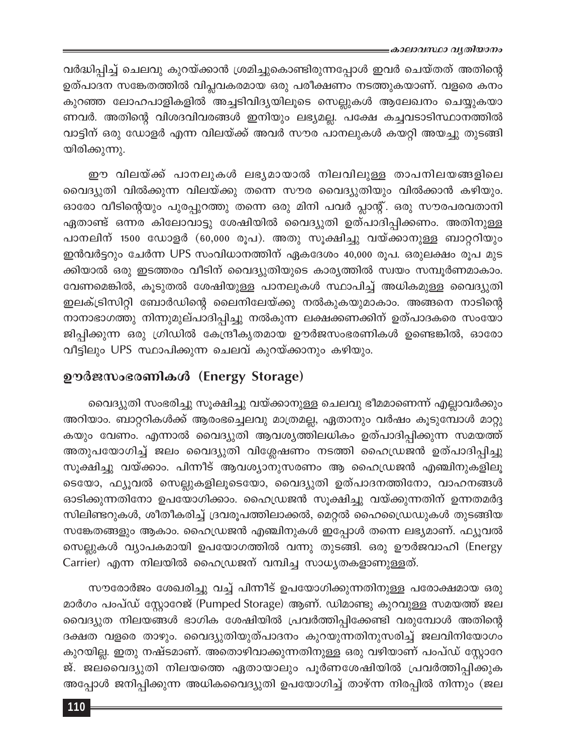വർദ്ധിപ്പിച്ച് ചെലവു കുറയ്ക്കാൻ ശ്രമിച്ചുകൊണ്ടിരുന്നപ്പോൾ ഇവർ ചെയ്തത് അതിന്റെ ഉത്പാദന സങ്കേതത്തിൽ വിപ്ലവകരമായ ഒരു പരീക്ഷണം നടത്തുകയാണ്. വളരെ കനം കുറഞ്ഞ ലോഹപാളികളിൽ അച്ചടിവിദ്യയിലൂടെ സെല്ലുകൾ ആലേഖനം ചെയ്യുകയാണവർ. അതിന്റെ വിശദവിവരങ്ങൾ ഇനിയും ലഭ്യമല്ല. പക്ഷേ കച്ചവടാടിസ്ഥാനത്തിൽ വാട്ടിന് ഒരു ഡോളർ എന്ന വിലയ്ക്ക് അവർ സൗര പാനലുകൾ കയറ്റി അയച്ചു തുടങ്ങിയിരിക്കുന്നു.

ഈ വിലയ്ക്ക് പാനലുകൾ ലഭ്യമായാൽ നിലവിലുള്ള താപനിലയങ്ങളിലെ വൈദ്യുതി വിൽക്കുന്ന വിലയ്ക്കു തന്നെ സൗര വൈദ്യുതിയും വിൽക്കാൻ കഴിയും. ഓരോ വീടിന്റെയും പുരപ്പുറത്തു തന്നെ ഒരു മിനി പവർ പ്ലാന്റ്. ഒരു സൗരപരവതാനി ഏതാണ്ട് ഒന്നര കിലോവാട്ടു ശേഷിയിൽ വൈദ്യുതി ഉത്പാദിപ്പിക്കണം. അതിനുള്ള പാനലിന് 1500 ഡോളർ (60,000 രൂപ). അതു സൂക്ഷിച്ചു വയ്ക്കാനുള്ള ബാറ്ററിയും ഇൻവർട്ടറും ചേർന്ന UPS സംവിധാനത്തിന് ഏകദേശം 40,000 രൂപ. ഒരുലക്ഷം രൂപ മുടക്കിയാൽ ഒരു ഇടത്തരം വീടിന് വൈദ്യുതിയുടെ കാര്യത്തിൽ സ്വയം സമ്പൂർണമാകാം. വേണമെങ്കിൽ, കൂടുതൽ ശേഷിയുള്ള പാനലുകൾ സ്ഥാപിച്ച് അധികമുള്ള വൈദ്യുതി ഇലക്ട്രിസിറ്റി ബോർഡിന്റെ ലൈനിലേയ്ക്കു നൽകുകയുമാകാം. അങ്ങനെ നാടിന്റെ നാനാഭാഗത്തു നിന്നുമുല്പാദിപ്പിച്ചു നൽകുന്ന ലക്ഷക്കണക്കിന് ഉത്പാദകരെ സംയോജിപ്പിക്കുന്ന ഒരു ഗ്രിഡിൽ കേന്ദ്രീകൃതമായ ഊർജസംഭരണികൾ ഉണ്ടെങ്കിൽ, ഓരോ വീട്ടിലും UPS സ്ഥാപിക്കുന്ന ചെലവ് കുറയ്ക്കാനും കഴിയും.

## ഊർജസംഭരണികൾ (Energy Storage)

വൈദ്യുതി സംഭരിച്ചു സൂക്ഷിച്ചു വയ്ക്കാനുള്ള ചെലവു ഭീമമാണെന്ന് എല്ലാവർക്കും അറിയാം. ബാറ്ററികൾക്ക് ആരംഭച്ചെലവു മാത്രമല്ല, ഏതാനും വർഷം കൂടുമ്പോൾ മാറ്റുകയും വേണം. എന്നാൽ വൈദ്യുതി ആവശ്യത്തിലധികം ഉത്പാദിപ്പിക്കുന്ന സമയത്ത് അതുപയോഗിച്ച് ജലം വൈദ്യുതി വിശ്ലേഷണം നടത്തി ഹൈഡ്രജൻ ഉത്പാദിപ്പിച്ചു സൂക്ഷിച്ചു വയ്ക്കാം. പിന്നീട് ആവശ്യാനുസരണം ആ ഹൈഡ്രജൻ എഞ്ചിനുകളിലൂടെയോ, ഫ്യൂവൽ സെല്ലുകളിലൂടെയോ, വൈദ്യുതി ഉത്പാദനത്തിനോ, വാഹനങ്ങൾ ഓടിക്കുന്നതിനോ ഉപയോഗിക്കാം. ഹൈഡ്രജൻ സൂക്ഷിച്ചു വയ്ക്കുന്നതിന് ഉന്നതമർദ്ദ സിലിണ്ടറുകൾ, ശീതീകരിച്ച് ദ്രവരൂപത്തിലാക്കൽ, മെറ്റൽ ഹൈഡ്രൈഡുകൾ തുടങ്ങിയ സങ്കേതങ്ങളും ആകാം. ഹൈഡ്രജൻ എഞ്ചിനുകൾ ഇപ്പോൾ തന്നെ ലഭ്യമാണ്. ഫ്യൂവൽ സെല്ലുകൾ വ്യാപകമായി ഉപയോഗത്തിൽ വന്നു തുടങ്ങി. ഒരു ഊർജവാഹി (Energy Carrier) എന്ന നിലയിൽ ഹൈഡ്രജന് വമ്പിച്ച സാധ്യതകളാണുള്ളത്.

സൗരോർജം ശേഖരിച്ചു വച്ച് പിന്നീട് ഉപയോഗിക്കുന്നതിനുള്ള പരോക്ഷമായ ഒരു മാർഗം പംപ്ഡ് സ്റ്റോറേജ് (Pumped Storage) ആണ്. ഡിമാണ്ടു കുറവുള്ള സമയത്ത് ജലവൈദ്യുത നിലയങ്ങൾ ഭാഗിക ശേഷിയിൽ പ്രവർത്തിപ്പിക്കേണ്ടി വരുമ്പോൾ അതിന്റെ ദക്ഷത വളരെ താഴും. വൈദ്യുതിയുത്പാദനം കുറയുന്നതിനുസരിച്ച് ജലവിനിയോഗം കുറയില്ല. ഇതു നഷ്ടമാണ്. അതൊഴിവാക്കുന്നതിനുള്ള ഒരു വഴിയാണ് പംപ്ഡ് സ്റ്റോറേജ്. ജലവൈദ്യുതി നിലയത്തെ ഏതായാലും പൂർണശേഷിയിൽ പ്രവർത്തിപ്പിക്കുക അപ്പോൾ ജനിപ്പിക്കുന്ന അധികവൈദ്യുതി ഉപയോഗിച്ച് താഴ്ന്ന നിരപ്പിൽ നിന്നും (ജല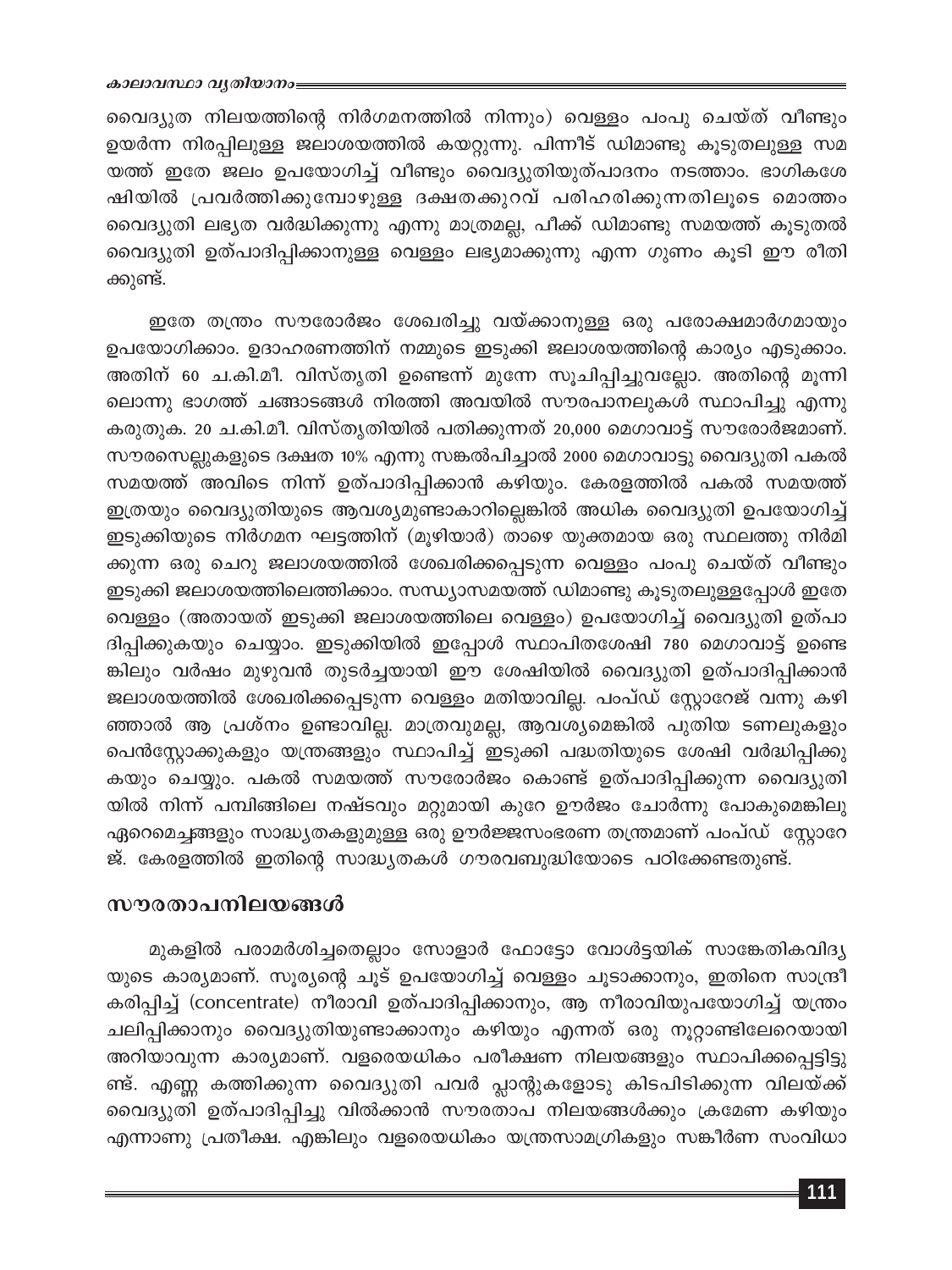വൈദ്യുത നിലയത്തിന്റെ നിർഗമനത്തിൽ നിന്നും) വെള്ളം പംപു ചെയ്ത് വീണ്ടും ഉയർന്ന നിരപ്പിലുള്ള ജലാശയത്തിൽ കയറ്റുന്നു. പിന്നീട് ഡിമാണ്ടു കൂടുതലുള്ള സമയത്ത് ഇതേ ജലം ഉപയോഗിച്ച് വീണ്ടും വൈദ്യുതിയുത്പാദനം നടത്താം. ഭാഗികശേഷിയിൽ പ്രവർത്തിക്കുമ്പോഴുള്ള ദക്ഷതക്കുറവ് പരിഹരിക്കുന്നതിലൂടെ മൊത്തം വൈദ്യുതി ലഭ്യത വർദ്ധിക്കുന്നു എന്നു മാത്രമല്ല, പീക്ക് ഡിമാണ്ടു സമയത്ത് കൂടുതൽ വൈദ്യുതി ഉത്പാദിപ്പിക്കാനുള്ള വെള്ളം ലഭ്യമാക്കുന്നു എന്ന ഗുണം കൂടി ഈ രീതിക്കുണ്ട്.

ഇതേ തന്ത്രം സൗരോർജം ശേഖരിച്ചു വയ്ക്കാനുള്ള ഒരു പരോക്ഷമാർഗമായും ഉപയോഗിക്കാം. ഉദാഹരണത്തിന് നമ്മുടെ ഇടുക്കി ജലാശയത്തിന്റെ കാര്യം എടുക്കാം. അതിന് 60 ച.കി.മീ. വിസ്തൃതി ഉണ്ടെന്ന് മുന്നേ സൂചിപ്പിച്ചുവല്ലോ. അതിന്റെ മൂന്നിലൊന്നു ഭാഗത്ത് ചങ്ങാടങ്ങൾ നിരത്തി അവയിൽ സൗരപാനലുകൾ സ്ഥാപിച്ചു എന്നു കരുതുക. 20 ച.കി.മീ. വിസ്തൃതിയിൽ പതിക്കുന്നത് 20,000 മെഗാവാട്ട് സൗരോർജമാണ്. സൗരസെല്ലുകളുടെ ദക്ഷത 10% എന്നു സങ്കൽപിച്ചാൽ 2000 മെഗാവാട്ടു വൈദ്യുതി പകൽ സമയത്ത് അവിടെ നിന്ന് ഉത്പാദിപ്പിക്കാൻ കഴിയും. കേരളത്തിൽ പകൽ സമയത്ത് ഇത്രയും വൈദ്യുതിയുടെ ആവശ്യമുണ്ടാകാറില്ലെങ്കിൽ അധിക വൈദ്യുതി ഉപയോഗിച്ച് ഇടുക്കിയുടെ നിർഗമന ഘട്ടത്തിന് (മൂഴിയാർ) താഴെ യുക്തമായ ഒരു സ്ഥലത്തു നിർമിക്കുന്ന ഒരു ചെറു ജലാശയത്തിൽ ശേഖരിക്കപ്പെടുന്ന വെള്ളം പംപു ചെയ്ത് വീണ്ടും ഇടുക്കി ജലാശയത്തിലെത്തിക്കാം. സന്ധ്യാസമയത്ത് ഡിമാണ്ടു കൂടുതലുള്ളപ്പോൾ ഇതേ വെള്ളം (അതായത് ഇടുക്കി ജലാശയത്തിലെ വെള്ളം) ഉപയോഗിച്ച് വൈദ്യുതി ഉത്പാദിപ്പിക്കുകയും ചെയ്യാം. ഇടുക്കിയിൽ ഇപ്പോൾ സ്ഥാപിതശേഷി 780 മെഗാവാട്ട് ഉണ്ടെങ്കിലും വർഷം മുഴുവൻ തുടർച്ചയായി ഈ ശേഷിയിൽ വൈദ്യുതി ഉത്പാദിപ്പിക്കാൻ ജലാശയത്തിൽ ശേഖരിക്കപ്പെടുന്ന വെള്ളം മതിയാവില്ല. പംപ്ഡ് സ്റ്റോറേജ് വന്നു കഴിഞ്ഞാൽ ആ പ്രശ്നം ഉണ്ടാവില്ല. മാത്രവുമല്ല, ആവശ്യമെങ്കിൽ പുതിയ ടണലുകളും പെൻസ്റ്റോക്കുകളും യന്ത്രങ്ങളും സ്ഥാപിച്ച് ഇടുക്കി പദ്ധതിയുടെ ശേഷി വർദ്ധിപ്പിക്കുകയും ചെയ്യും. പകൽ സമയത്ത് സൗരോർജം കൊണ്ട് ഉത്പാദിപ്പിക്കുന്ന വൈദ്യുതിയിൽ നിന്ന് പമ്പിങ്ങിലെ നഷ്ടവും മറ്റുമായി കുറേ ഊർജം ചോർന്നു പോകുമെങ്കിലു ഏറെമെച്ചങ്ങളും സാദ്ധ്യതകളുമുള്ള ഒരു ഊർജ്ജസംഭരണ തന്ത്രമാണ് പംപ്ഡ് സ്റ്റോറേജ്. കേരളത്തിൽ ഇതിന്റെ സാദ്ധ്യതകൾ ഗൗരവബുദ്ധിയോടെ പഠിക്കേണ്ടതുണ്ട്.

## സൗരതാപനിലയങ്ങൾ

മുകളിൽ പരാമർശിച്ചതെല്ലാം സോളാർ ഫോട്ടോ വോൾട്ടയിക് സാങ്കേതികവിദ്യയുടെ കാര്യമാണ്. സൂര്യന്റെ ചൂട് ഉപയോഗിച്ച് വെള്ളം ചൂടാക്കാനും, ഇതിനെ സാന്ദ്രീകരിപ്പിച്ച് (concentrate) നീരാവി ഉത്പാദിപ്പിക്കാനും, ആ നീരാവിയുപയോഗിച്ച് യന്ത്രം ചലിപ്പിക്കാനും വൈദ്യുതിയുണ്ടാക്കാനും കഴിയും എന്നത് ഒരു നൂറ്റാണ്ടിലേറെയായി അറിയാവുന്ന കാര്യമാണ്. വളരെയധികം പരീക്ഷണ നിലയങ്ങളും സ്ഥാപിക്കപ്പെട്ടിട്ടുണ്ട്. എണ്ണ കത്തിക്കുന്ന വൈദ്യുതി പവർ പ്ലാന്റുകളോടു കിടപിടിക്കുന്ന വിലയ്ക്ക് വൈദ്യുതി ഉത്പാദിപ്പിച്ചു വിൽക്കാൻ സൗരതാപ നിലയങ്ങൾക്കും ക്രമേണ കഴിയും എന്നാണു പ്രതീക്ഷ. എങ്കിലും വളരെയധികം യന്ത്രസാമഗ്രികളും സങ്കീർണ സംവിധാ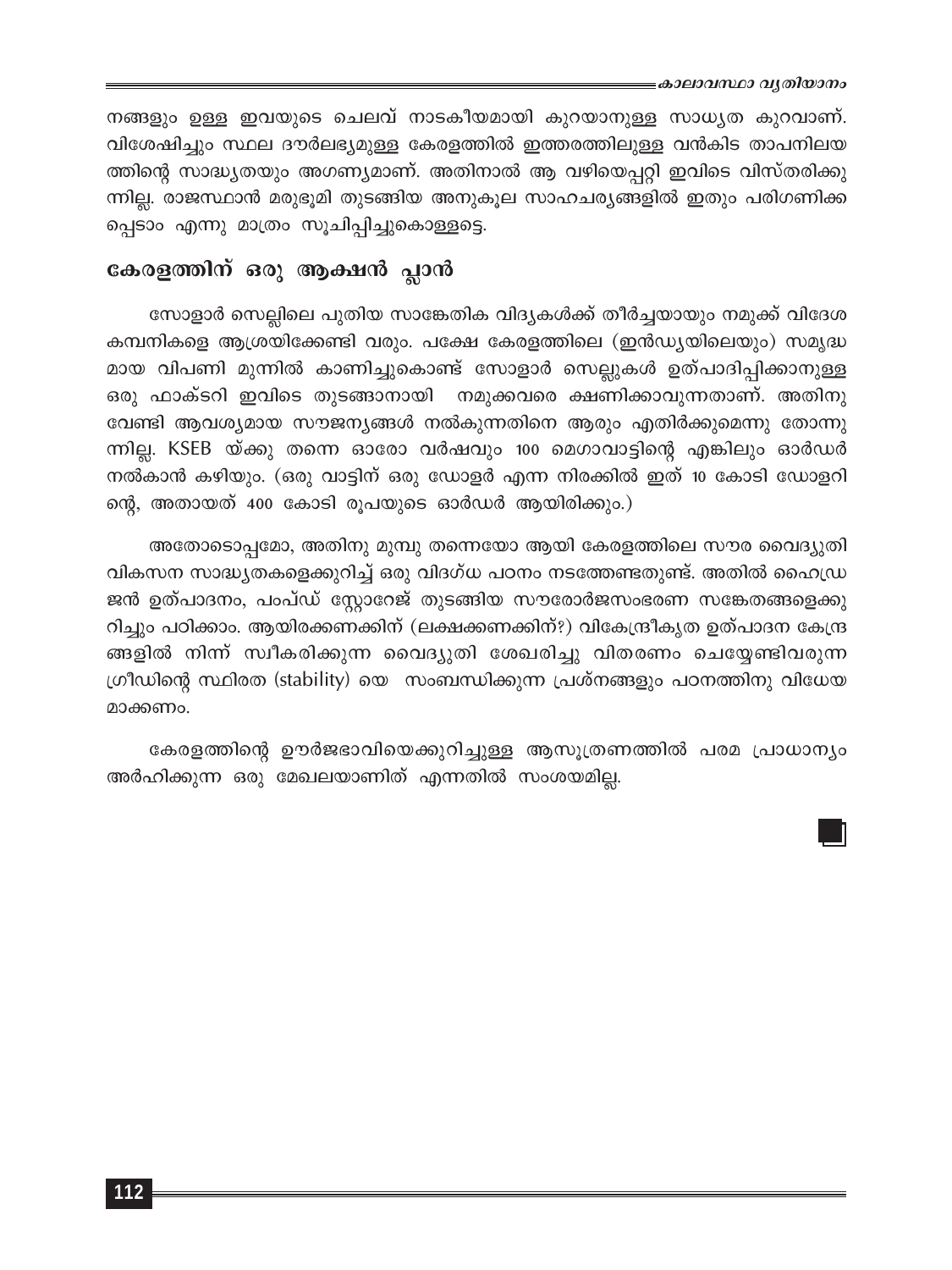നങ്ങളും ഉള്ള ഇവയുടെ ചെലവ് നാടകീയമായി കുറയാനുള്ള സാധ്യത കുറവാണ്. വിശേഷിച്ചും സ്ഥല ദൗർലഭ്യമുള്ള കേരളത്തിൽ ഇത്തരത്തിലുള്ള വൻകിട താപനിലയത്തിന്റെ സാദ്ധ്യതയും അഗണ്യമാണ്. അതിനാൽ ആ വഴിയെപ്പറ്റി ഇവിടെ വിസ്തരിക്കുന്നില്ല. രാജസ്ഥാൻ മരുഭൂമി തുടങ്ങിയ അനുകൂല സാഹചര്യങ്ങളിൽ ഇതും പരിഗണിക്കപ്പെടാം എന്നു മാത്രം സൂചിപ്പിച്ചുകൊള്ളട്ടെ.

## കേരളത്തിന് ഒരു ആക്ഷൻ പ്ലാൻ

സോളാർ സെല്ലിലെ പുതിയ സാങ്കേതിക വിദ്യകൾക്ക് തീർച്ചയായും നമുക്ക് വിദേശ കമ്പനികളെ ആശ്രയിക്കേണ്ടി വരും. പക്ഷേ കേരളത്തിലെ (ഇൻഡ്യയിലെയും) സമൃദ്ധമായ വിപണി മുന്നിൽ കാണിച്ചുകൊണ്ട് സോളാർ സെല്ലുകൾ ഉത്പാദിപ്പിക്കാനുള്ള ഒരു ഫാക്ടറി ഇവിടെ തുടങ്ങാനായി നമുക്കവരെ ക്ഷണിക്കാവുന്നതാണ്. അതിനു വേണ്ടി ആവശ്യമായ സൗജന്യങ്ങൾ നൽകുന്നതിനെ ആരും എതിർക്കുമെന്നു തോന്നുന്നില്ല. KSEB യ്ക്കു തന്നെ ഓരോ വർഷവും 100 മെഗാവാട്ടിന്റെ എങ്കിലും ഓർഡർ നൽകാൻ കഴിയും. (ഒരു വാട്ടിന് ഒരു ഡോളർ എന്ന നിരക്കിൽ ഇത് 10 കോടി ഡോളറിന്റെ, അതായത് 400 കോടി രൂപയുടെ ഓർഡർ ആയിരിക്കും.)

അതോടൊപ്പമോ, അതിനു മുമ്പു തന്നെയോ ആയി കേരളത്തിലെ സൗര വൈദ്യുതി വികസന സാദ്ധ്യതകളെക്കുറിച്ച് ഒരു വിദഗ്ധ പഠനം നടത്തേണ്ടതുണ്ട്. അതിൽ ഹൈഡ്രജൻ ഉത്പാദനം, പംപ്ഡ് സ്റ്റോറേജ് തുടങ്ങിയ സൗരോർജസംഭരണ സങ്കേതങ്ങളെക്കുറിച്ചും പഠിക്കാം. ആയിരക്കണക്കിന് (ലക്ഷക്കണക്കിന്?) വികേന്ദ്രീകൃത ഉത്പാദന കേന്ദ്രങ്ങളിൽ നിന്ന് സ്വീകരിക്കുന്ന വൈദ്യുതി ശേഖരിച്ചു വിതരണം ചെയ്യേണ്ടിവരുന്ന ഗ്രീഡിന്റെ സ്ഥിരത (stability) യെ സംബന്ധിക്കുന്ന പ്രശ്നങ്ങളും പഠനത്തിനു വിധേയമാക്കണം.

കേരളത്തിന്റെ ഊർജഭാവിയെക്കുറിച്ചുള്ള ആസൂത്രണത്തിൽ പരമ പ്രാധാന്യം അർഹിക്കുന്ന ഒരു മേഖലയാണിത് എന്നതിൽ സംശയമില്ല.